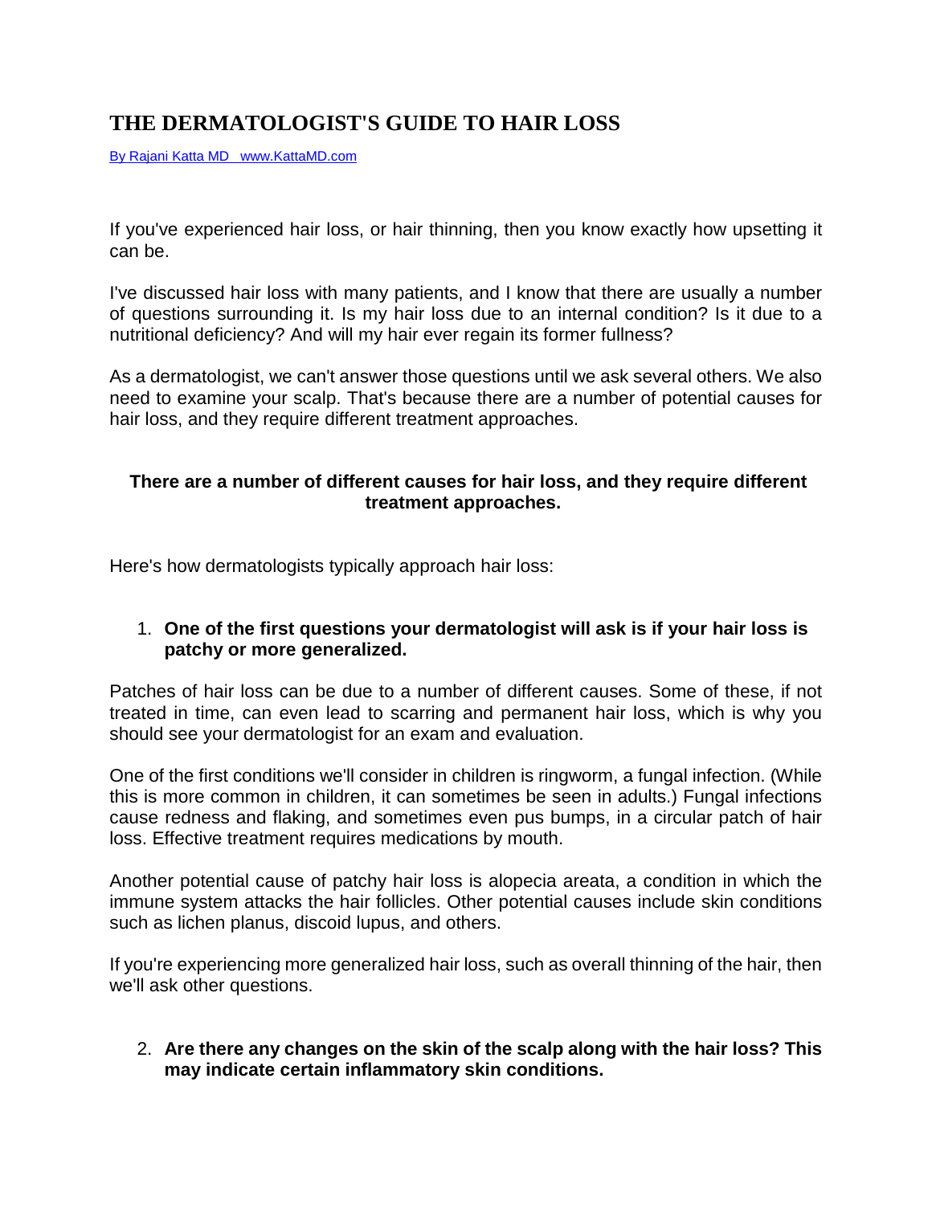# THE DERMATOLOGIST'S GUIDE TO HAIR LOSS

By Rajani Katta MD   www.KattaMD.com

If you've experienced hair loss, or hair thinning, then you know exactly how upsetting it can be.

I've discussed hair loss with many patients, and I know that there are usually a number of questions surrounding it. Is my hair loss due to an internal condition? Is it due to a nutritional deficiency? And will my hair ever regain its former fullness?

As a dermatologist, we can't answer those questions until we ask several others. We also need to examine your scalp. That's because there are a number of potential causes for hair loss, and they require different treatment approaches.

**There are a number of different causes for hair loss, and they require different treatment approaches.**

Here's how dermatologists typically approach hair loss:

1. **One of the first questions your dermatologist will ask is if your hair loss is patchy or more generalized.**

Patches of hair loss can be due to a number of different causes. Some of these, if not treated in time, can even lead to scarring and permanent hair loss, which is why you should see your dermatologist for an exam and evaluation.

One of the first conditions we'll consider in children is ringworm, a fungal infection. (While this is more common in children, it can sometimes be seen in adults.) Fungal infections cause redness and flaking, and sometimes even pus bumps, in a circular patch of hair loss. Effective treatment requires medications by mouth.

Another potential cause of patchy hair loss is alopecia areata, a condition in which the immune system attacks the hair follicles. Other potential causes include skin conditions such as lichen planus, discoid lupus, and others.

If you're experiencing more generalized hair loss, such as overall thinning of the hair, then we'll ask other questions.

2. **Are there any changes on the skin of the scalp along with the hair loss? This may indicate certain inflammatory skin conditions.**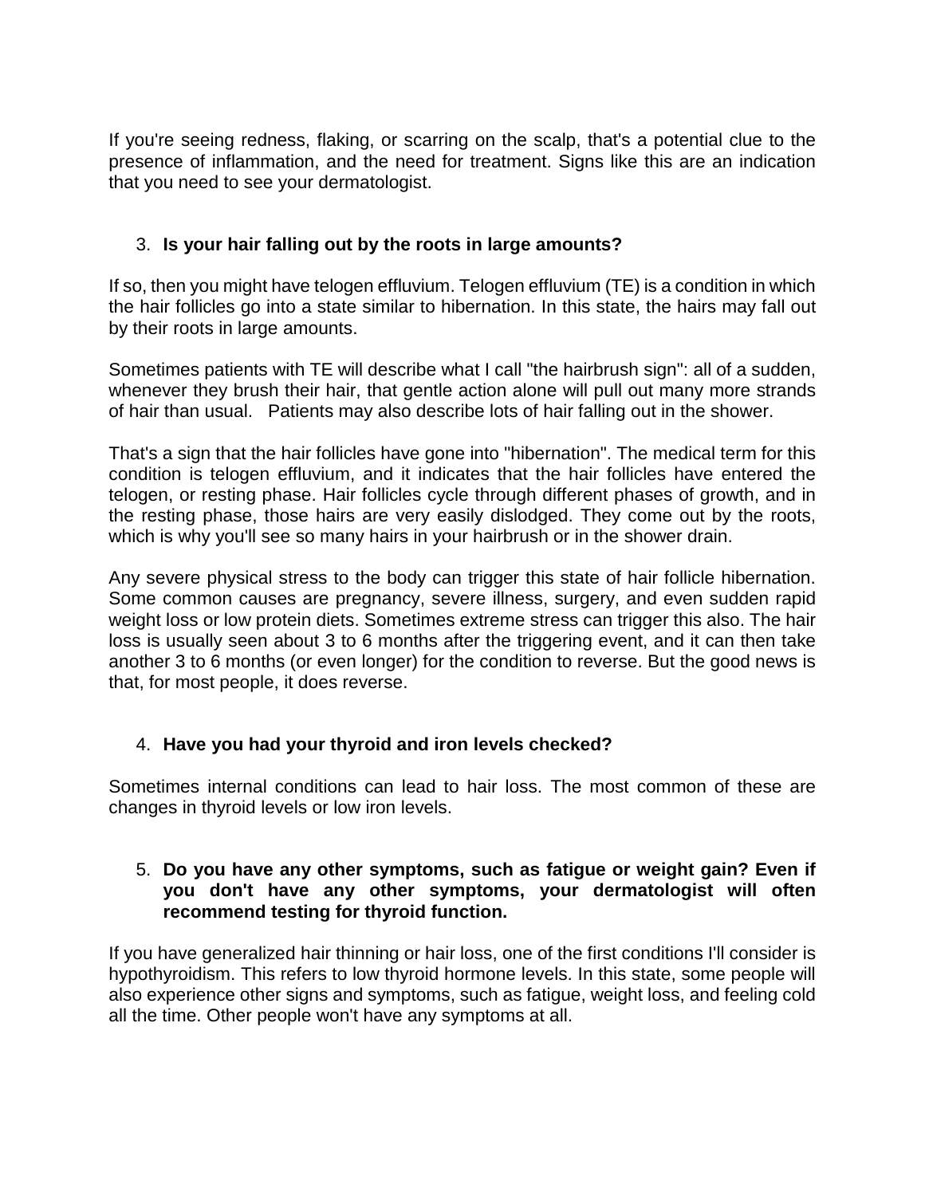If you're seeing redness, flaking, or scarring on the scalp, that's a potential clue to the presence of inflammation, and the need for treatment. Signs like this are an indication that you need to see your dermatologist.

3. **Is your hair falling out by the roots in large amounts?**

If so, then you might have telogen effluvium. Telogen effluvium (TE) is a condition in which the hair follicles go into a state similar to hibernation. In this state, the hairs may fall out by their roots in large amounts.

Sometimes patients with TE will describe what I call "the hairbrush sign": all of a sudden, whenever they brush their hair, that gentle action alone will pull out many more strands of hair than usual. Patients may also describe lots of hair falling out in the shower.

That's a sign that the hair follicles have gone into "hibernation". The medical term for this condition is telogen effluvium, and it indicates that the hair follicles have entered the telogen, or resting phase. Hair follicles cycle through different phases of growth, and in the resting phase, those hairs are very easily dislodged. They come out by the roots, which is why you'll see so many hairs in your hairbrush or in the shower drain.

Any severe physical stress to the body can trigger this state of hair follicle hibernation. Some common causes are pregnancy, severe illness, surgery, and even sudden rapid weight loss or low protein diets. Sometimes extreme stress can trigger this also. The hair loss is usually seen about 3 to 6 months after the triggering event, and it can then take another 3 to 6 months (or even longer) for the condition to reverse. But the good news is that, for most people, it does reverse.

4. **Have you had your thyroid and iron levels checked?**

Sometimes internal conditions can lead to hair loss. The most common of these are changes in thyroid levels or low iron levels.

5. **Do you have any other symptoms, such as fatigue or weight gain? Even if you don't have any other symptoms, your dermatologist will often recommend testing for thyroid function.**

If you have generalized hair thinning or hair loss, one of the first conditions I'll consider is hypothyroidism. This refers to low thyroid hormone levels. In this state, some people will also experience other signs and symptoms, such as fatigue, weight loss, and feeling cold all the time. Other people won't have any symptoms at all.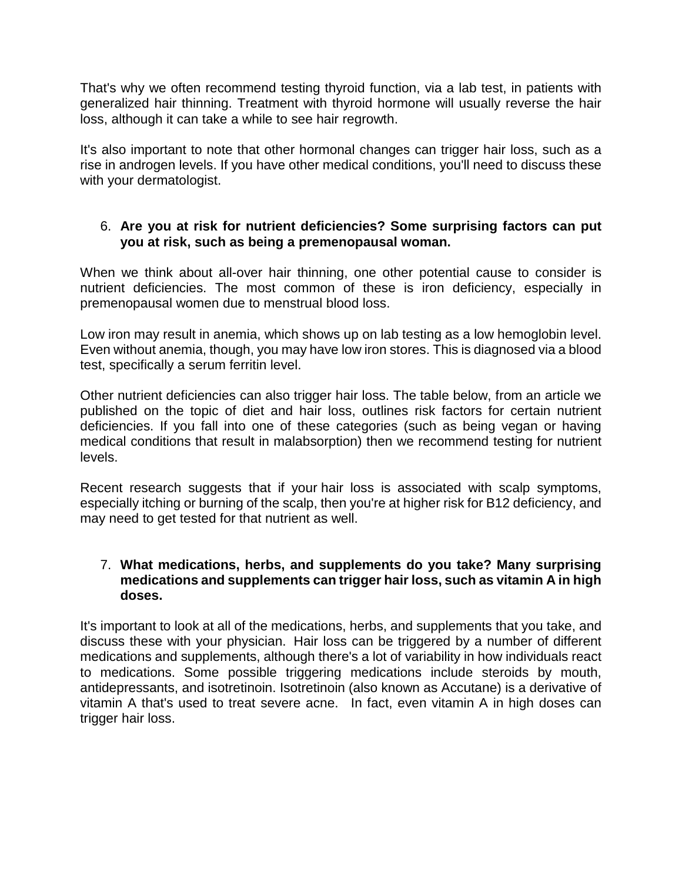That's why we often recommend testing thyroid function, via a lab test, in patients with generalized hair thinning. Treatment with thyroid hormone will usually reverse the hair loss, although it can take a while to see hair regrowth.

It's also important to note that other hormonal changes can trigger hair loss, such as a rise in androgen levels. If you have other medical conditions, you'll need to discuss these with your dermatologist.

6. **Are you at risk for nutrient deficiencies? Some surprising factors can put you at risk, such as being a premenopausal woman.**

When we think about all-over hair thinning, one other potential cause to consider is nutrient deficiencies. The most common of these is iron deficiency, especially in premenopausal women due to menstrual blood loss.

Low iron may result in anemia, which shows up on lab testing as a low hemoglobin level. Even without anemia, though, you may have low iron stores. This is diagnosed via a blood test, specifically a serum ferritin level.

Other nutrient deficiencies can also trigger hair loss. The table below, from an article we published on the topic of diet and hair loss, outlines risk factors for certain nutrient deficiencies. If you fall into one of these categories (such as being vegan or having medical conditions that result in malabsorption) then we recommend testing for nutrient levels.

Recent research suggests that if your hair loss is associated with scalp symptoms, especially itching or burning of the scalp, then you're at higher risk for B12 deficiency, and may need to get tested for that nutrient as well.

7. **What medications, herbs, and supplements do you take? Many surprising medications and supplements can trigger hair loss, such as vitamin A in high doses.**

It's important to look at all of the medications, herbs, and supplements that you take, and discuss these with your physician. Hair loss can be triggered by a number of different medications and supplements, although there's a lot of variability in how individuals react to medications. Some possible triggering medications include steroids by mouth, antidepressants, and isotretinoin. Isotretinoin (also known as Accutane) is a derivative of vitamin A that's used to treat severe acne. In fact, even vitamin A in high doses can trigger hair loss.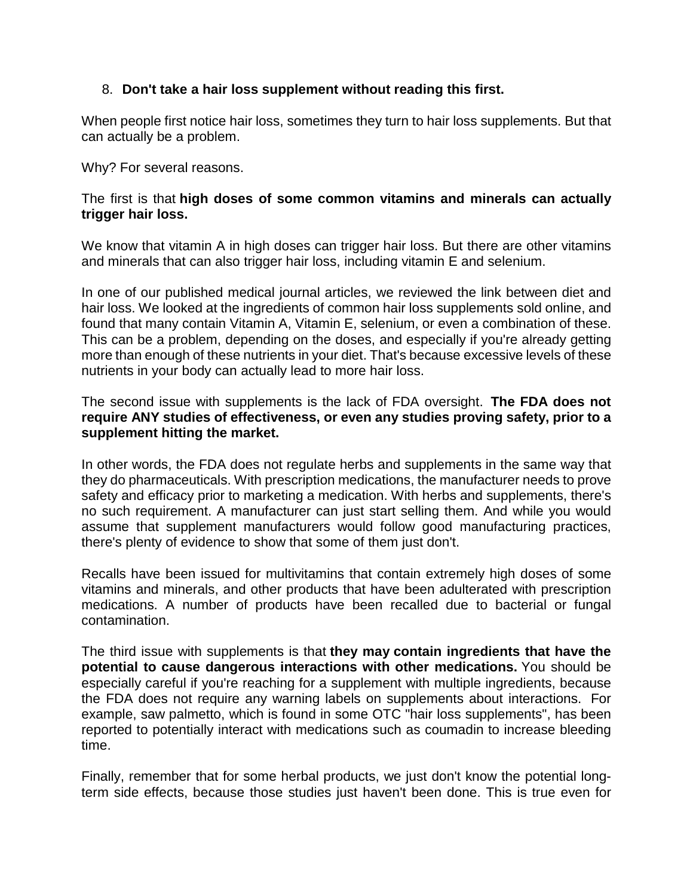8. **Don't take a hair loss supplement without reading this first.**

When people first notice hair loss, sometimes they turn to hair loss supplements. But that can actually be a problem.

Why? For several reasons.

The first is that **high doses of some common vitamins and minerals can actually trigger hair loss.**

We know that vitamin A in high doses can trigger hair loss. But there are other vitamins and minerals that can also trigger hair loss, including vitamin E and selenium.

In one of our published medical journal articles, we reviewed the link between diet and hair loss. We looked at the ingredients of common hair loss supplements sold online, and found that many contain Vitamin A, Vitamin E, selenium, or even a combination of these. This can be a problem, depending on the doses, and especially if you're already getting more than enough of these nutrients in your diet. That's because excessive levels of these nutrients in your body can actually lead to more hair loss.

The second issue with supplements is the lack of FDA oversight. **The FDA does not require ANY studies of effectiveness, or even any studies proving safety, prior to a supplement hitting the market.**

In other words, the FDA does not regulate herbs and supplements in the same way that they do pharmaceuticals. With prescription medications, the manufacturer needs to prove safety and efficacy prior to marketing a medication. With herbs and supplements, there's no such requirement. A manufacturer can just start selling them. And while you would assume that supplement manufacturers would follow good manufacturing practices, there's plenty of evidence to show that some of them just don't.

Recalls have been issued for multivitamins that contain extremely high doses of some vitamins and minerals, and other products that have been adulterated with prescription medications. A number of products have been recalled due to bacterial or fungal contamination.

The third issue with supplements is that **they may contain ingredients that have the potential to cause dangerous interactions with other medications.** You should be especially careful if you're reaching for a supplement with multiple ingredients, because the FDA does not require any warning labels on supplements about interactions. For example, saw palmetto, which is found in some OTC "hair loss supplements", has been reported to potentially interact with medications such as coumadin to increase bleeding time.

Finally, remember that for some herbal products, we just don't know the potential long-term side effects, because those studies just haven't been done. This is true even for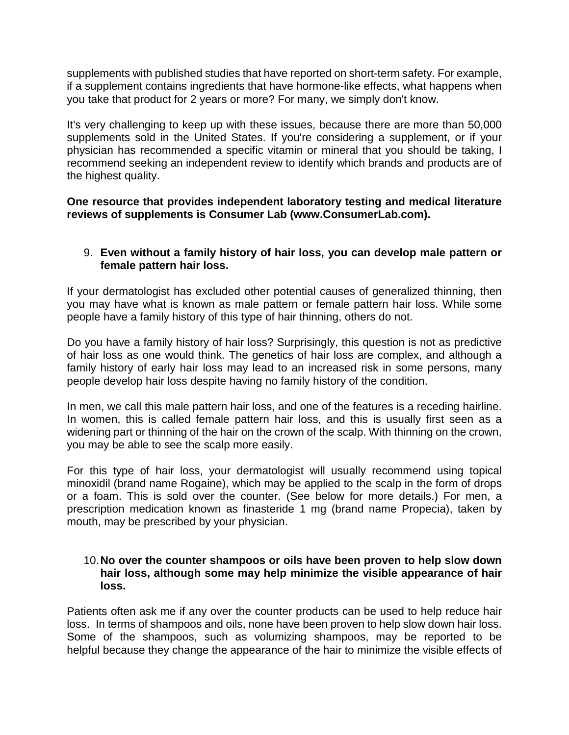supplements with published studies that have reported on short-term safety. For example, if a supplement contains ingredients that have hormone-like effects, what happens when you take that product for 2 years or more? For many, we simply don't know.

It's very challenging to keep up with these issues, because there are more than 50,000 supplements sold in the United States. If you're considering a supplement, or if your physician has recommended a specific vitamin or mineral that you should be taking, I recommend seeking an independent review to identify which brands and products are of the highest quality.

**One resource that provides independent laboratory testing and medical literature reviews of supplements is Consumer Lab (www.ConsumerLab.com).**

9. **Even without a family history of hair loss, you can develop male pattern or female pattern hair loss.**

If your dermatologist has excluded other potential causes of generalized thinning, then you may have what is known as male pattern or female pattern hair loss. While some people have a family history of this type of hair thinning, others do not.

Do you have a family history of hair loss? Surprisingly, this question is not as predictive of hair loss as one would think. The genetics of hair loss are complex, and although a family history of early hair loss may lead to an increased risk in some persons, many people develop hair loss despite having no family history of the condition.

In men, we call this male pattern hair loss, and one of the features is a receding hairline. In women, this is called female pattern hair loss, and this is usually first seen as a widening part or thinning of the hair on the crown of the scalp. With thinning on the crown, you may be able to see the scalp more easily.

For this type of hair loss, your dermatologist will usually recommend using topical minoxidil (brand name Rogaine), which may be applied to the scalp in the form of drops or a foam. This is sold over the counter. (See below for more details.) For men, a prescription medication known as finasteride 1 mg (brand name Propecia), taken by mouth, may be prescribed by your physician.

10. **No over the counter shampoos or oils have been proven to help slow down hair loss, although some may help minimize the visible appearance of hair loss.**

Patients often ask me if any over the counter products can be used to help reduce hair loss. In terms of shampoos and oils, none have been proven to help slow down hair loss. Some of the shampoos, such as volumizing shampoos, may be reported to be helpful because they change the appearance of the hair to minimize the visible effects of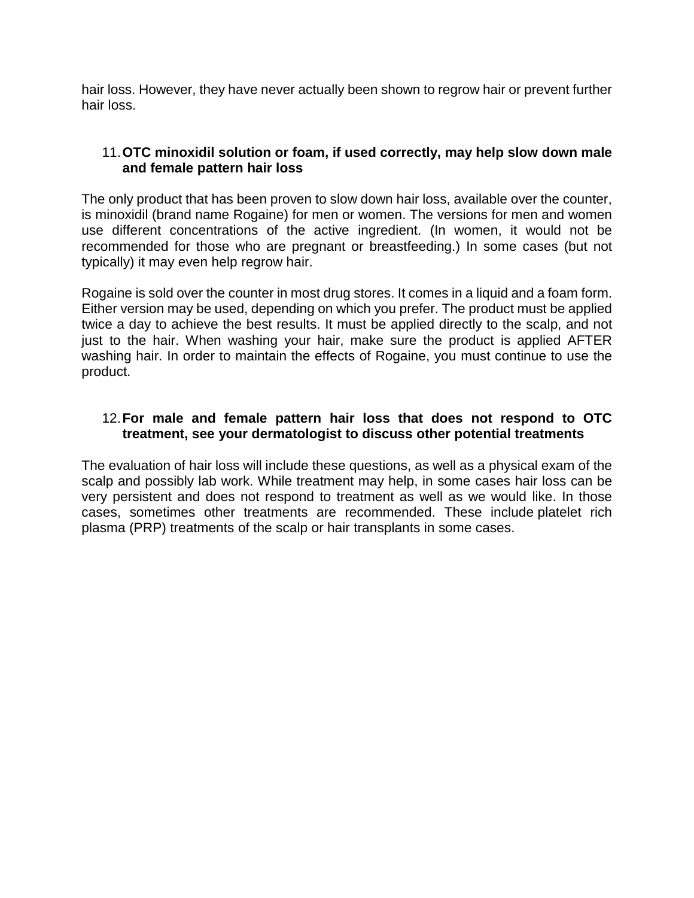hair loss. However, they have never actually been shown to regrow hair or prevent further hair loss.

11. **OTC minoxidil solution or foam, if used correctly, may help slow down male and female pattern hair loss**

The only product that has been proven to slow down hair loss, available over the counter, is minoxidil (brand name Rogaine) for men or women. The versions for men and women use different concentrations of the active ingredient. (In women, it would not be recommended for those who are pregnant or breastfeeding.) In some cases (but not typically) it may even help regrow hair.

Rogaine is sold over the counter in most drug stores. It comes in a liquid and a foam form. Either version may be used, depending on which you prefer. The product must be applied twice a day to achieve the best results. It must be applied directly to the scalp, and not just to the hair. When washing your hair, make sure the product is applied AFTER washing hair. In order to maintain the effects of Rogaine, you must continue to use the product.

12. **For male and female pattern hair loss that does not respond to OTC treatment, see your dermatologist to discuss other potential treatments**

The evaluation of hair loss will include these questions, as well as a physical exam of the scalp and possibly lab work. While treatment may help, in some cases hair loss can be very persistent and does not respond to treatment as well as we would like. In those cases, sometimes other treatments are recommended. These include platelet rich plasma (PRP) treatments of the scalp or hair transplants in some cases.